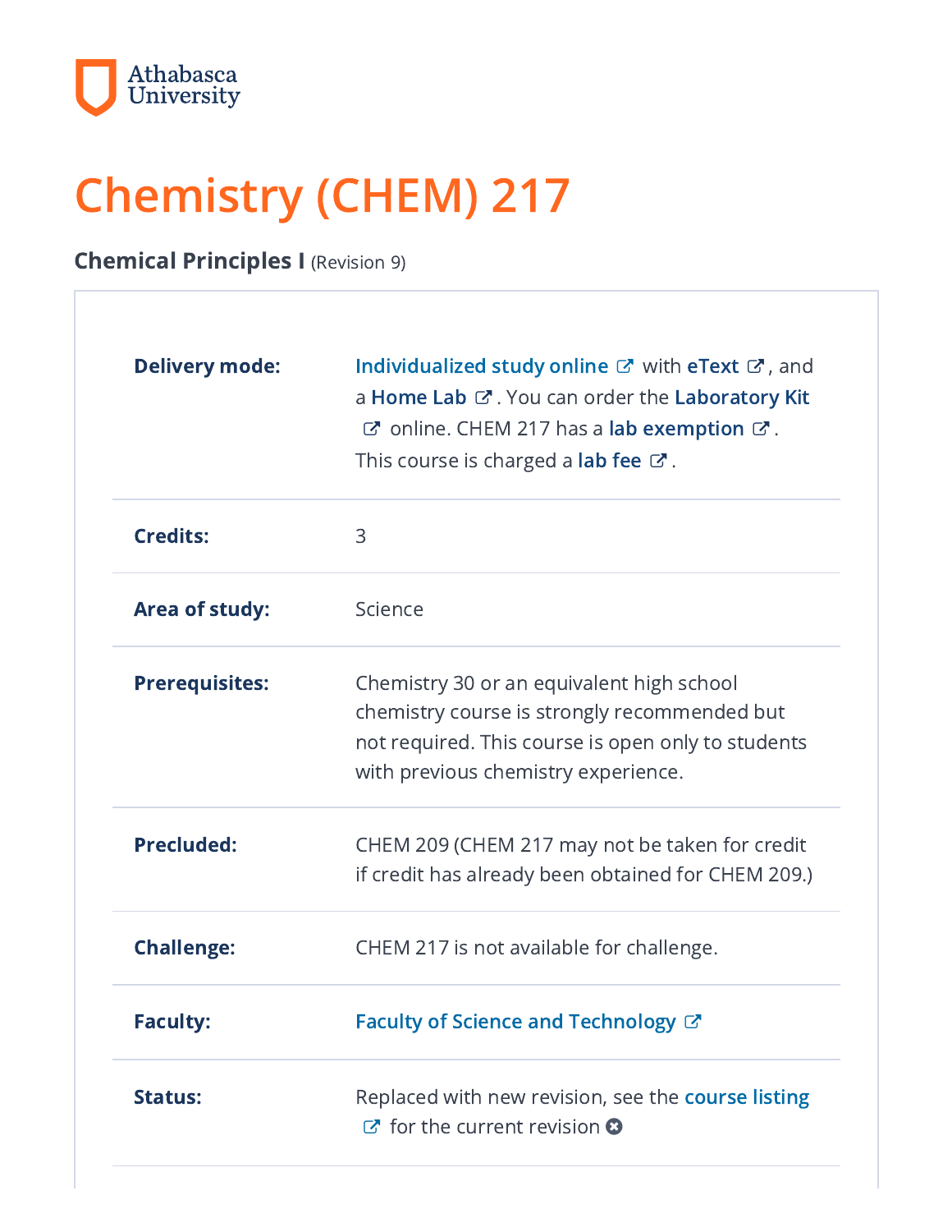Athabasca University

# Chemistry (CHEM) 217

**Chemical Principles I** (Revision 9)

| | |
|---|---|
| **Delivery mode:** | Individualized study online with eText, and a Home Lab. You can order the Laboratory Kit online. CHEM 217 has a lab exemption. This course is charged a lab fee. |
| **Credits:** | 3 |
| **Area of study:** | Science |
| **Prerequisites:** | Chemistry 30 or an equivalent high school chemistry course is strongly recommended but not required. This course is open only to students with previous chemistry experience. |
| **Precluded:** | CHEM 209 (CHEM 217 may not be taken for credit if credit has already been obtained for CHEM 209.) |
| **Challenge:** | CHEM 217 is not available for challenge. |
| **Faculty:** | Faculty of Science and Technology |
| **Status:** | Replaced with new revision, see the course listing for the current revision |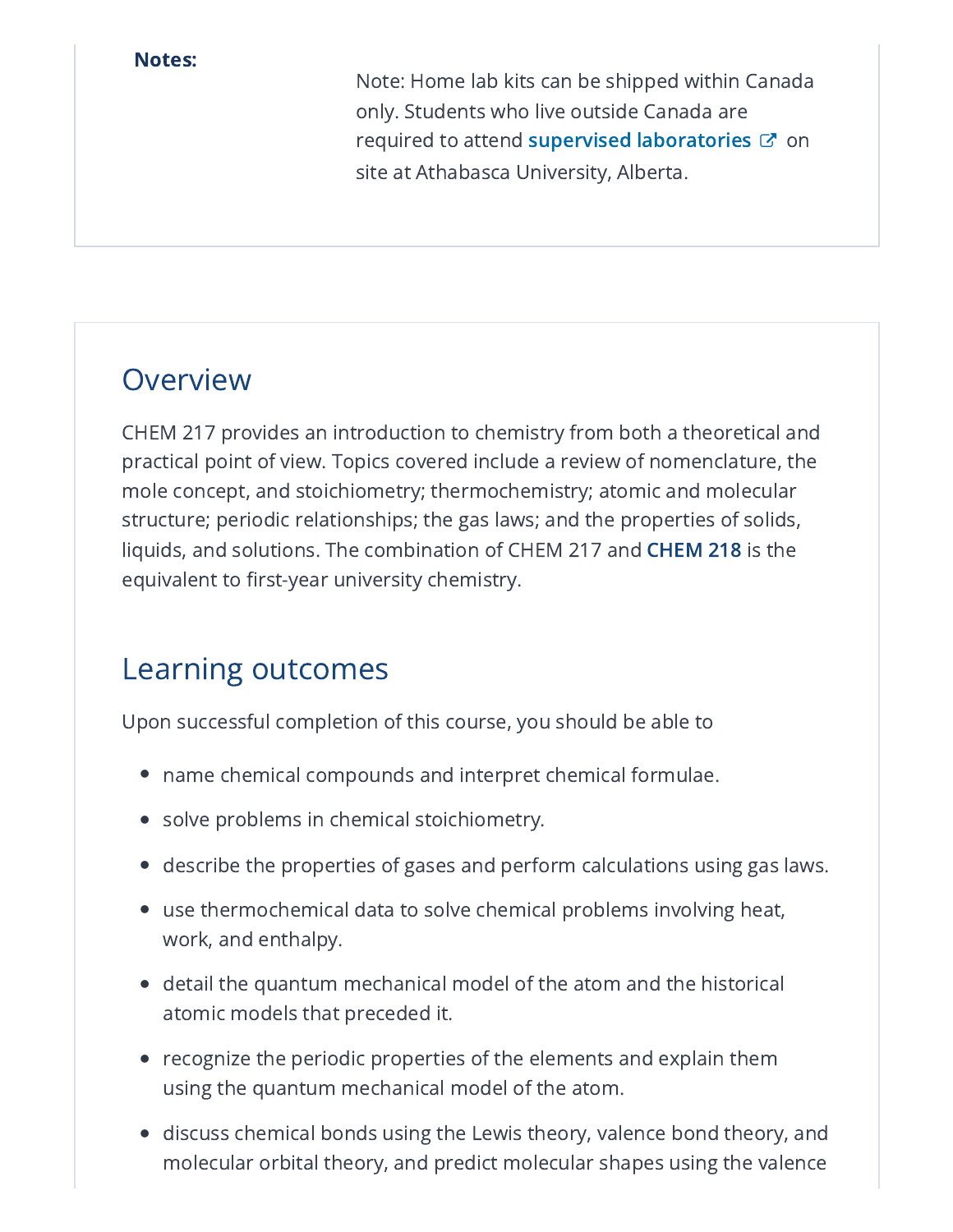**Notes:**

Note: Home lab kits can be shipped within Canada only. Students who live outside Canada are required to attend **supervised laboratories** on site at Athabasca University, Alberta.

## Overview

CHEM 217 provides an introduction to chemistry from both a theoretical and practical point of view. Topics covered include a review of nomenclature, the mole concept, and stoichiometry; thermochemistry; atomic and molecular structure; periodic relationships; the gas laws; and the properties of solids, liquids, and solutions. The combination of CHEM 217 and **CHEM 218** is the equivalent to first-year university chemistry.

## Learning outcomes

Upon successful completion of this course, you should be able to

- name chemical compounds and interpret chemical formulae.
- solve problems in chemical stoichiometry.
- describe the properties of gases and perform calculations using gas laws.
- use thermochemical data to solve chemical problems involving heat, work, and enthalpy.
- detail the quantum mechanical model of the atom and the historical atomic models that preceded it.
- recognize the periodic properties of the elements and explain them using the quantum mechanical model of the atom.
- discuss chemical bonds using the Lewis theory, valence bond theory, and molecular orbital theory, and predict molecular shapes using the valence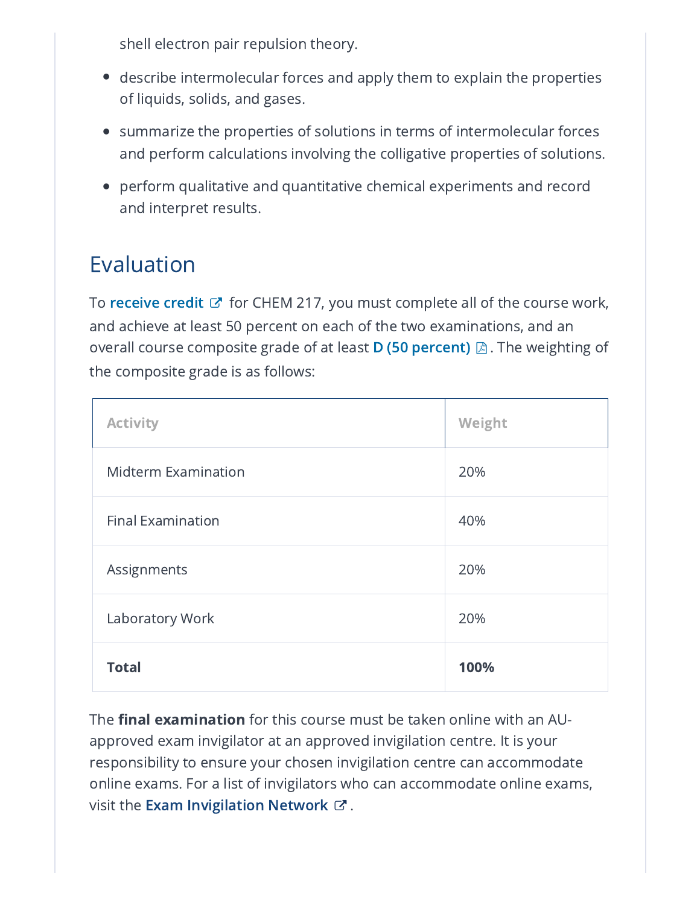shell electron pair repulsion theory.

- describe intermolecular forces and apply them to explain the properties of liquids, solids, and gases.
- summarize the properties of solutions in terms of intermolecular forces and perform calculations involving the colligative properties of solutions.
- perform qualitative and quantitative chemical experiments and record and interpret results.

## Evaluation

To **receive credit** for CHEM 217, you must complete all of the course work, and achieve at least 50 percent on each of the two examinations, and an overall course composite grade of at least **D (50 percent)**. The weighting of the composite grade is as follows:

| Activity | Weight |
|---|---|
| Midterm Examination | 20% |
| Final Examination | 40% |
| Assignments | 20% |
| Laboratory Work | 20% |
| **Total** | **100%** |

The **final examination** for this course must be taken online with an AU-approved exam invigilator at an approved invigilation centre. It is your responsibility to ensure your chosen invigilation centre can accommodate online exams. For a list of invigilators who can accommodate online exams, visit the **Exam Invigilation Network**.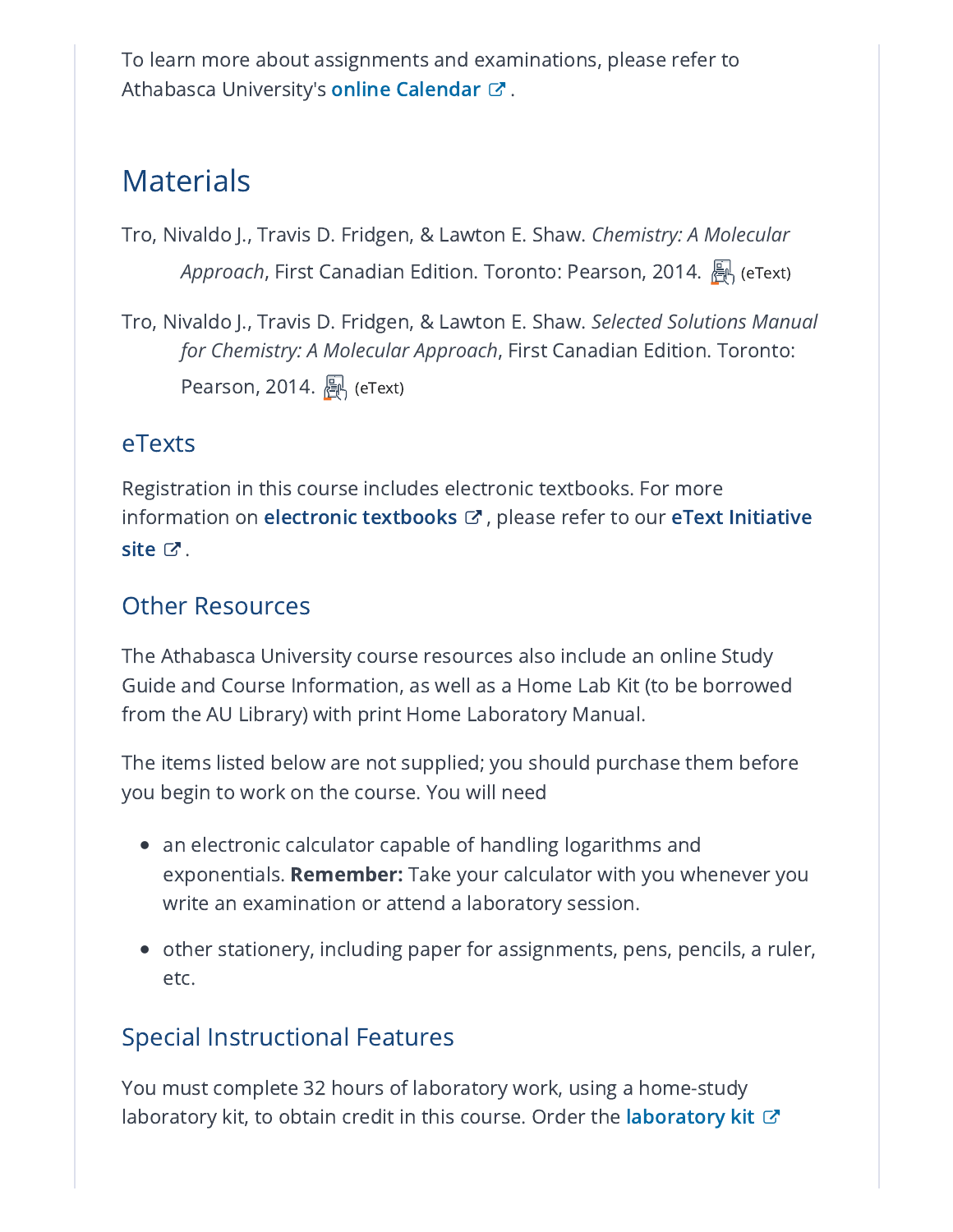To learn more about assignments and examinations, please refer to Athabasca University's **online Calendar**.

## Materials

Tro, Nivaldo J., Travis D. Fridgen, & Lawton E. Shaw. *Chemistry: A Molecular Approach*, First Canadian Edition. Toronto: Pearson, 2014. (eText)

Tro, Nivaldo J., Travis D. Fridgen, & Lawton E. Shaw. *Selected Solutions Manual for Chemistry: A Molecular Approach*, First Canadian Edition. Toronto: Pearson, 2014. (eText)

### eTexts

Registration in this course includes electronic textbooks. For more information on **electronic textbooks**, please refer to our **eText Initiative site**.

### Other Resources

The Athabasca University course resources also include an online Study Guide and Course Information, as well as a Home Lab Kit (to be borrowed from the AU Library) with print Home Laboratory Manual.

The items listed below are not supplied; you should purchase them before you begin to work on the course. You will need

- an electronic calculator capable of handling logarithms and exponentials. **Remember:** Take your calculator with you whenever you write an examination or attend a laboratory session.
- other stationery, including paper for assignments, pens, pencils, a ruler, etc.

### Special Instructional Features

You must complete 32 hours of laboratory work, using a home-study laboratory kit, to obtain credit in this course. Order the **laboratory kit**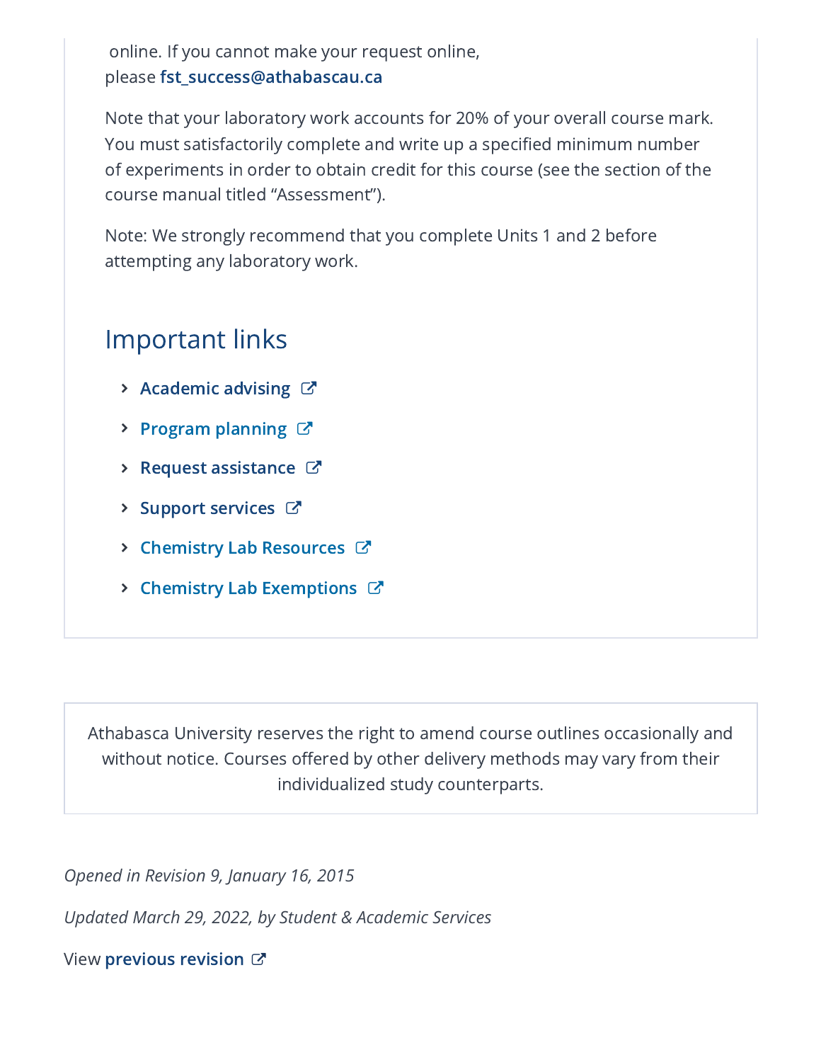online. If you cannot make your request online, please **fst_success@athabascau.ca**

Note that your laboratory work accounts for 20% of your overall course mark. You must satisfactorily complete and write up a specified minimum number of experiments in order to obtain credit for this course (see the section of the course manual titled "Assessment").

Note: We strongly recommend that you complete Units 1 and 2 before attempting any laboratory work.

## Important links

- **Academic advising**
- **Program planning**
- **Request assistance**
- **Support services**
- **Chemistry Lab Resources**
- **Chemistry Lab Exemptions**

Athabasca University reserves the right to amend course outlines occasionally and without notice. Courses offered by other delivery methods may vary from their individualized study counterparts.

*Opened in Revision 9, January 16, 2015*

*Updated March 29, 2022, by Student & Academic Services*

View **previous revision**